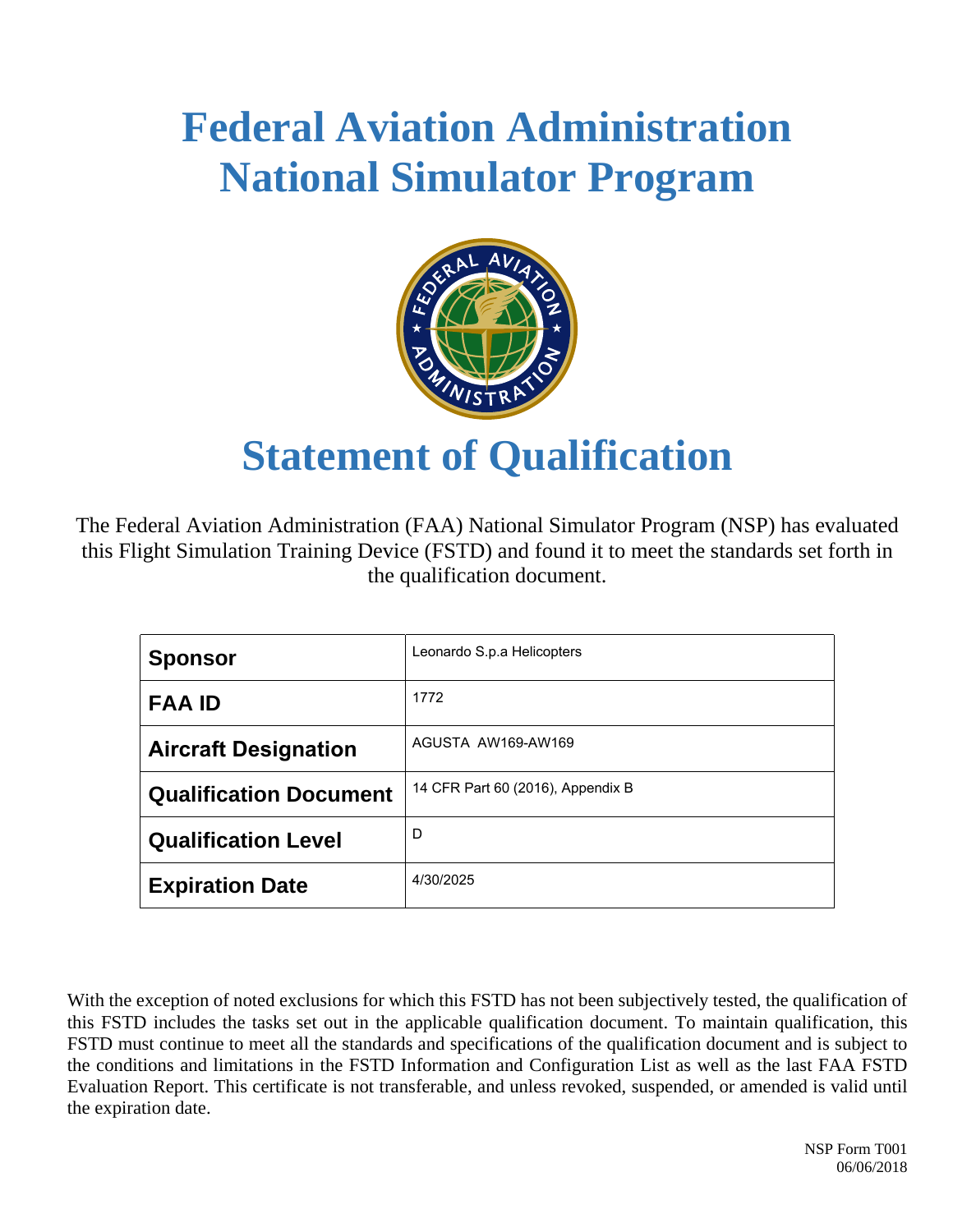# Federal Aviation Administration
# National Simulator Program

# Statement of Qualification

The Federal Aviation Administration (FAA) National Simulator Program (NSP) has evaluated this Flight Simulation Training Device (FSTD) and found it to meet the standards set forth in the qualification document.

| | |
|---|---|
| **Sponsor** | Leonardo S.p.a Helicopters |
| **FAA ID** | 1772 |
| **Aircraft Designation** | AGUSTA AW169-AW169 |
| **Qualification Document** | 14 CFR Part 60 (2016), Appendix B |
| **Qualification Level** | D |
| **Expiration Date** | 4/30/2025 |

With the exception of noted exclusions for which this FSTD has not been subjectively tested, the qualification of this FSTD includes the tasks set out in the applicable qualification document. To maintain qualification, this FSTD must continue to meet all the standards and specifications of the qualification document and is subject to the conditions and limitations in the FSTD Information and Configuration List as well as the last FAA FSTD Evaluation Report. This certificate is not transferable, and unless revoked, suspended, or amended is valid until the expiration date.

NSP Form T001
06/06/2018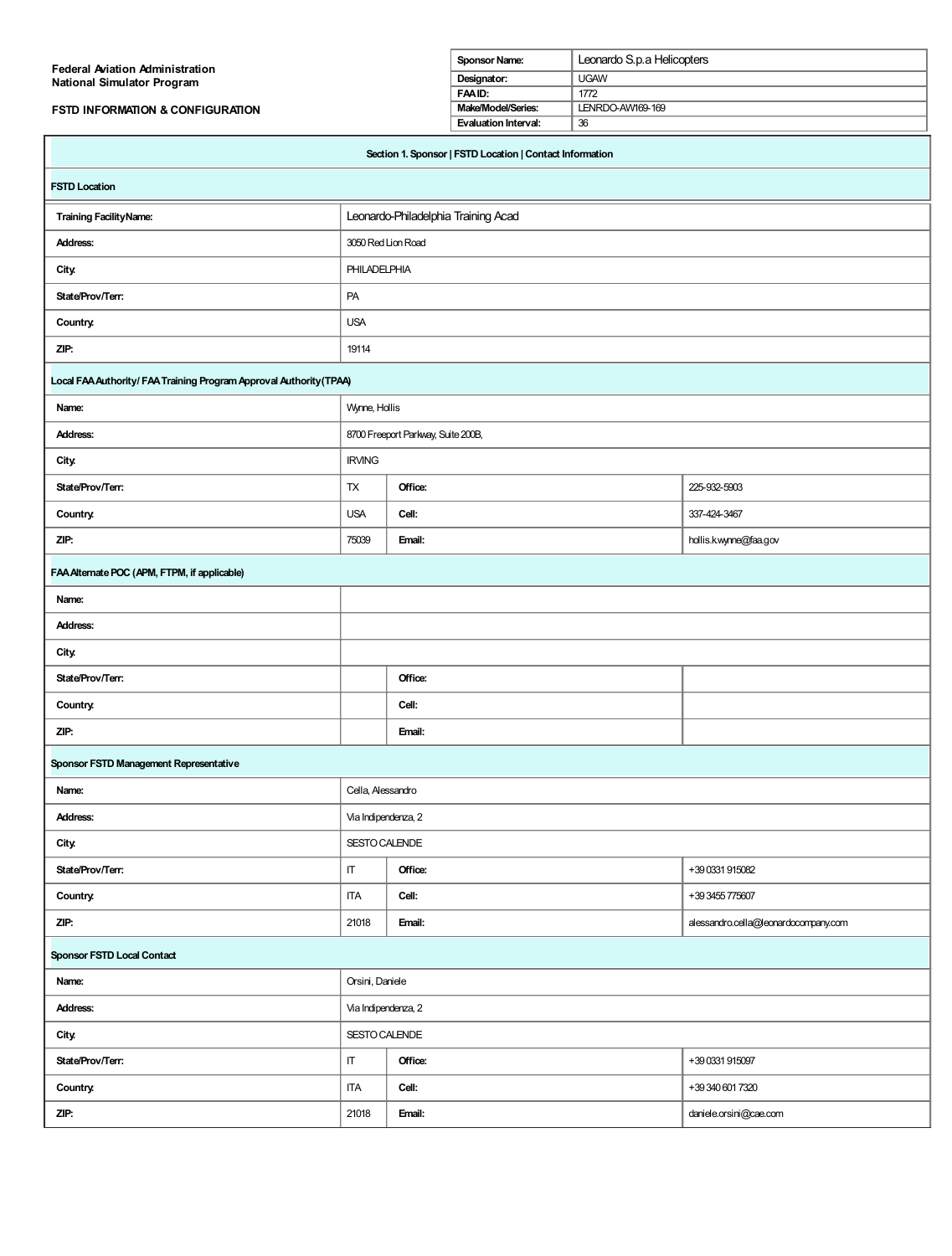**Federal Aviation Administration**
**National Simulator Program**

**FSTD INFORMATION & CONFIGURATION**

| | |
|---|---|
| **Sponsor Name:** | Leonardo S.p.a Helicopters |
| **Designator:** | UGAW |
| **FAA ID:** | 1772 |
| **Make/Model/Series:** | LENRDO-AW169-169 |
| **Evaluation Interval:** | 36 |

## Section 1. Sponsor | FSTD Location | Contact Information

### FSTD Location

| | |
|---|---|
| **Training Facility Name:** | Leonardo-Philadelphia Training Acad |
| **Address:** | 3050 Red Lion Road |
| **City:** | PHILADELPHIA |
| **State/Prov/Terr:** | PA |
| **Country:** | USA |
| **ZIP:** | 19114 |

### Local FAA Authority/ FAA Training Program Approval Authority (TPAA)

| | | | |
|---|---|---|---|
| **Name:** | Wynne, Hollis | | |
| **Address:** | 8700 Freeport Parkway, Suite 200B, | | |
| **City:** | IRVING | | |
| **State/Prov/Terr:** | TX | **Office:** | 225-932-5903 |
| **Country:** | USA | **Cell:** | 337-424-3467 |
| **ZIP:** | 75039 | **Email:** | hollis.k.wynne@faa.gov |

### FAA Alternate POC (APM, FTPM, if applicable)

| | | | |
|---|---|---|---|
| **Name:** | | | |
| **Address:** | | | |
| **City:** | | | |
| **State/Prov/Terr:** | | **Office:** | |
| **Country:** | | **Cell:** | |
| **ZIP:** | | **Email:** | |

### Sponsor FSTD Management Representative

| | | | |
|---|---|---|---|
| **Name:** | Cella, Alessandro | | |
| **Address:** | Via Indipendenza, 2 | | |
| **City:** | SESTO CALENDE | | |
| **State/Prov/Terr:** | IT | **Office:** | +39 0331 915082 |
| **Country:** | ITA | **Cell:** | +39 3455 775607 |
| **ZIP:** | 21018 | **Email:** | alessandro.cella@leonardocompany.com |

### Sponsor FSTD Local Contact

| | | | |
|---|---|---|---|
| **Name:** | Orsini, Daniele | | |
| **Address:** | Via Indipendenza, 2 | | |
| **City:** | SESTO CALENDE | | |
| **State/Prov/Terr:** | IT | **Office:** | +39 0331 915097 |
| **Country:** | ITA | **Cell:** | +39 340 601 7320 |
| **ZIP:** | 21018 | **Email:** | daniele.orsini@cae.com |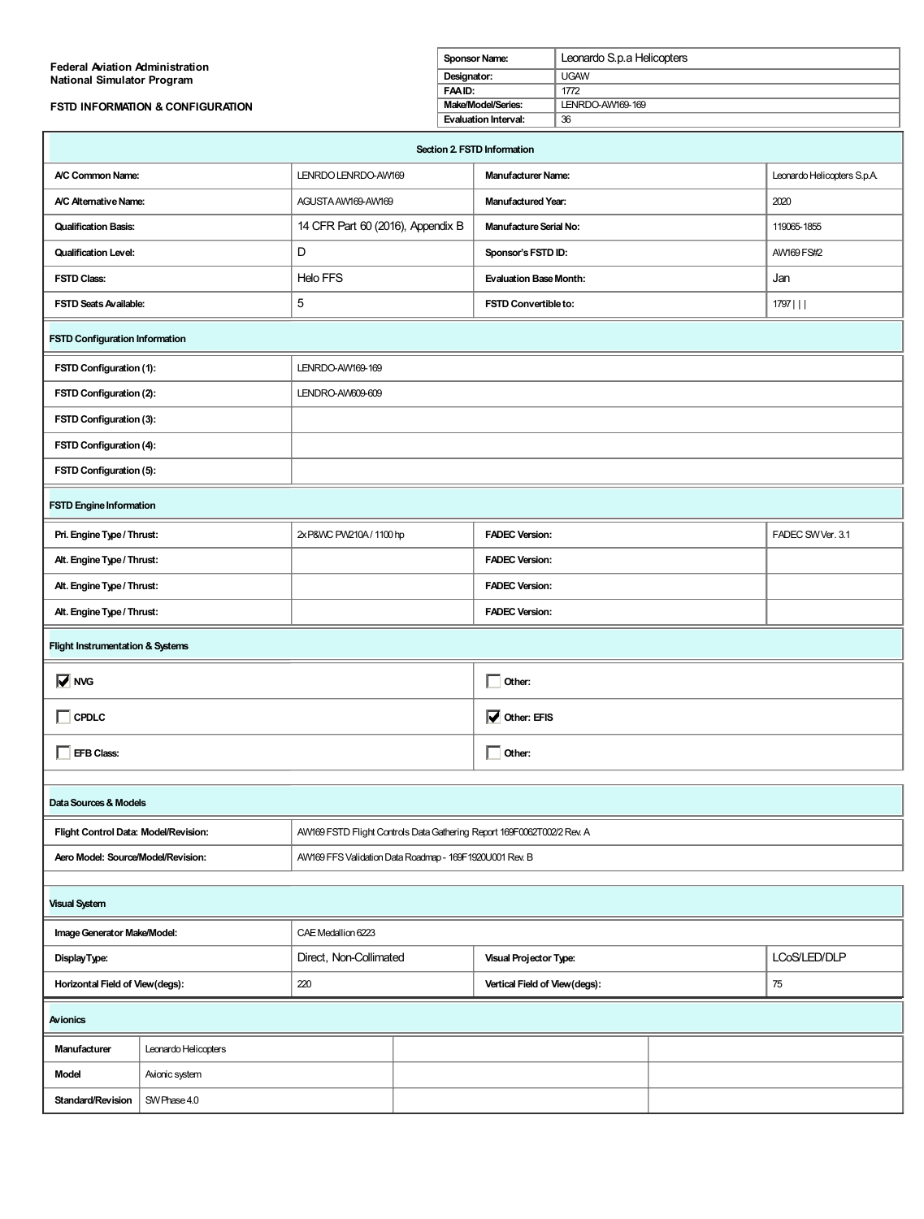**Federal Aviation Administration**
**National Simulator Program**

**FSTD INFORMATION & CONFIGURATION**

| Sponsor Name: | Leonardo S.p.a Helicopters |
|---|---|
| Designator: | UGAW |
| FAA ID: | 1772 |
| Make/Model/Series: | LENRDO-AW169-169 |
| Evaluation Interval: | 36 |

## Section 2. FSTD Information

| | | | |
|---|---|---|---|
| **A/C Common Name:** | LENRDO LENRDO-AW169 | **Manufacturer Name:** | Leonardo Helicopters S.p.A. |
| **A/C Alternative Name:** | AGUSTA AW169-AW169 | **Manufactured Year:** | 2020 |
| **Qualification Basis:** | 14 CFR Part 60 (2016), Appendix B | **Manufacture Serial No:** | 119065-1855 |
| **Qualification Level:** | D | **Sponsor's FSTD ID:** | AW169 FS#2 |
| **FSTD Class:** | Helo FFS | **Evaluation Base Month:** | Jan |
| **FSTD Seats Available:** | 5 | **FSTD Convertible to:** | 1797 \| \| \| |

### FSTD Configuration Information

| | |
|---|---|
| **FSTD Configuration (1):** | LENRDO-AW169-169 |
| **FSTD Configuration (2):** | LENDRO-AW609-609 |
| **FSTD Configuration (3):** | |
| **FSTD Configuration (4):** | |
| **FSTD Configuration (5):** | |

### FSTD Engine Information

| | | | |
|---|---|---|---|
| **Pri. Engine Type / Thrust:** | 2x P&WC PW210A / 1100 hp | **FADEC Version:** | FADEC SW Ver. 3.1 |
| **Alt. Engine Type / Thrust:** | | **FADEC Version:** | |
| **Alt. Engine Type / Thrust:** | | **FADEC Version:** | |
| **Alt. Engine Type / Thrust:** | | **FADEC Version:** | |

### Flight Instrumentation & Systems

| | |
|---|---|
| ☑ **NVG** | ☐ **Other:** |
| ☐ **CPDLC** | ☑ **Other: EFIS** |
| ☐ **EFB Class:** | ☐ **Other:** |

### Data Sources & Models

| | |
|---|---|
| **Flight Control Data: Model/Revision:** | AW169 FSTD Flight Controls Data Gathering Report 169F0062T002/2 Rev. A |
| **Aero Model: Source/Model/Revision:** | AW169 FFS Validation Data Roadmap - 169F1920U001 Rev. B |

### Visual System

| | | | |
|---|---|---|---|
| **Image Generator Make/Model:** | CAE Medallion 6223 | | |
| **Display Type:** | Direct, Non-Collimated | **Visual Projector Type:** | LCoS/LED/DLP |
| **Horizontal Field of View(degs):** | 220 | **Vertical Field of View(degs):** | 75 |

### Avionics

| | | | |
|---|---|---|---|
| **Manufacturer** | Leonardo Helicopters | | |
| **Model** | Avionic system | | |
| **Standard/Revision** | SW Phase 4.0 | | |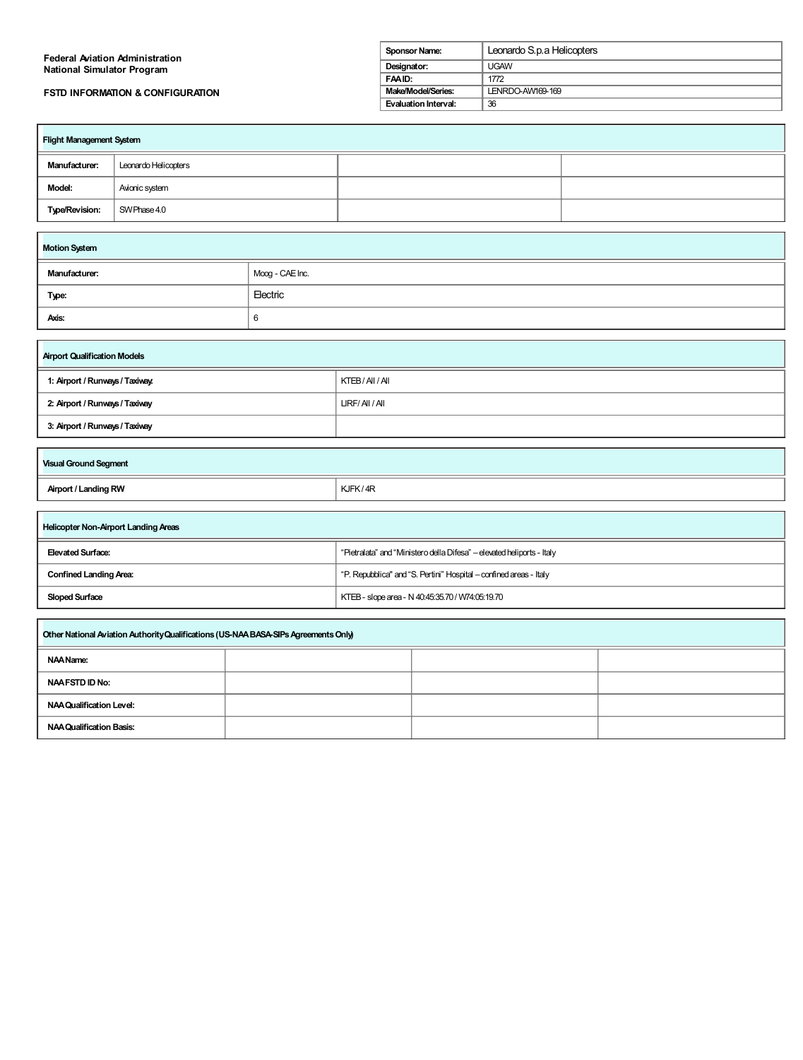**Federal Aviation Administration**
**National Simulator Program**

**FSTD INFORMATION & CONFIGURATION**

| | |
|---|---|
| **Sponsor Name:** | Leonardo S.p.a Helicopters |
| **Designator:** | UGAW |
| **FAA ID:** | 1772 |
| **Make/Model/Series:** | LENRDO-AW169-169 |
| **Evaluation Interval:** | 36 |

| **Flight Management System** | | | |
|---|---|---|---|
| **Manufacturer:** | Leonardo Helicopters | | |
| **Model:** | Avionic system | | |
| **Type/Revision:** | SW Phase 4.0 | | |

| **Motion System** | |
|---|---|
| **Manufacturer:** | Moog - CAE Inc. |
| **Type:** | Electric |
| **Axis:** | 6 |

| **Airport Qualification Models** | |
|---|---|
| **1: Airport / Runways / Taxiway.** | KTEB / All / All |
| **2: Airport / Runways / Taxiway** | LIRF/ All / All |
| **3: Airport / Runways / Taxiway** | |

| **Visual Ground Segment** | |
|---|---|
| **Airport / Landing RW** | KJFK / 4R |

| **Helicopter Non-Airport Landing Areas** | |
|---|---|
| **Elevated Surface:** | "Pietralata" and "Ministero della Difesa" – elevated heliports - Italy |
| **Confined Landing Area:** | "P. Repubblica" and "S. Pertini" Hospital – confined areas - Italy |
| **Sloped Surface** | KTEB - slope area - N 40:45:35.70 / W74:05:19.70 |

| **Other National Aviation Authority Qualifications (US-NAA BASA-SIPs Agreements Only)** | | | |
|---|---|---|---|
| **NAA Name:** | | | |
| **NAA FSTD ID No:** | | | |
| **NAA Qualification Level:** | | | |
| **NAA Qualification Basis:** | | | |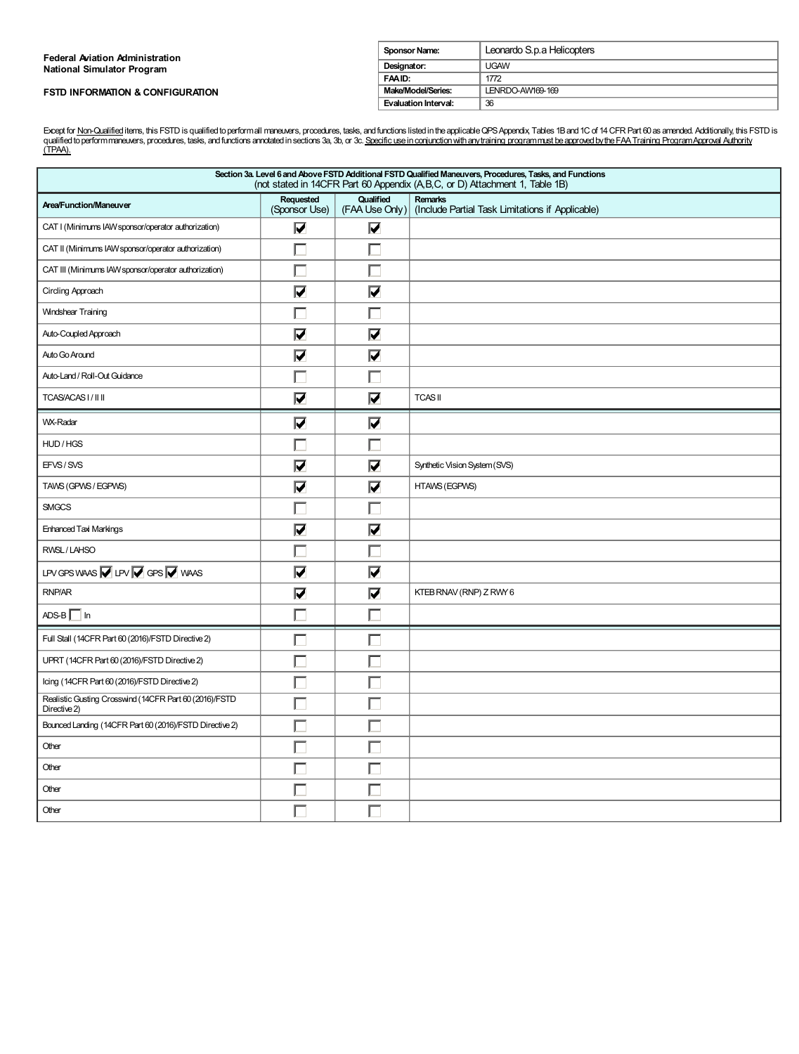**Federal Aviation Administration**
**National Simulator Program**

**FSTD INFORMATION & CONFIGURATION**

| **Sponsor Name:** | Leonardo S.p.a Helicopters |
|---|---|
| **Designator:** | UGAW |
| **FAA ID:** | 1772 |
| **Make/Model/Series:** | LENRDO-AW169-169 |
| **Evaluation Interval:** | 36 |

Except for Non-Qualified items, this FSTD is qualified to perform all maneuvers, procedures, tasks, and functions listed in the applicable QPS Appendix, Tables 1B and 1C of 14 CFR Part 60 as amended. Additionally, this FSTD is qualified to perform maneuvers, procedures, tasks, and functions annotated in sections 3a, 3b, or 3c. Specific use in conjunction with any training program must be approved by the FAA Training Program Approval Authority (TPAA).

**Section 3a. Level 6 and Above FSTD Additional FSTD Qualified Maneuvers, Procedures, Tasks, and Functions**
(not stated in 14CFR Part 60 Appendix (A,B,C, or D) Attachment 1, Table 1B)

| Area/Function/Maneuver | Requested (Sponsor Use) | Qualified (FAA Use Only) | Remarks (Include Partial Task Limitations if Applicable) |
|---|---|---|---|
| CAT I (Minimums IAW sponsor/operator authorization) | ☑ | ☑ | |
| CAT II (Minimums IAW sponsor/operator authorization) | ☐ | ☐ | |
| CAT III (Minimums IAW sponsor/operator authorization) | ☐ | ☐ | |
| Circling Approach | ☑ | ☑ | |
| Windshear Training | ☐ | ☐ | |
| Auto-Coupled Approach | ☑ | ☑ | |
| Auto Go Around | ☑ | ☑ | |
| Auto-Land / Roll-Out Guidance | ☐ | ☐ | |
| TCAS/ACAS I / II II | ☑ | ☑ | TCAS II |
| WX-Radar | ☑ | ☑ | |
| HUD / HGS | ☐ | ☐ | |
| EFVS / SVS | ☑ | ☑ | Synthetic Vision System (SVS) |
| TAWS (GPWS / EGPWS) | ☑ | ☑ | HTAWS (EGPWS) |
| SMGCS | ☐ | ☐ | |
| Enhanced Taxi Markings | ☑ | ☑ | |
| LPV GPS WAAS ☑ LPV ☑ GPS ☑ WAAS | ☑ | ☑ | |
| RNP/AR | ☑ | ☑ | KTEB RNAV (RNP) Z RWY 6 |
| ADS-B ☐ In | ☐ | ☐ | |
| Full Stall (14CFR Part 60 (2016)/FSTD Directive 2) | ☐ | ☐ | |
| UPRT (14CFR Part 60 (2016)/FSTD Directive 2) | ☐ | ☐ | |
| Icing (14CFR Part 60 (2016)/FSTD Directive 2) | ☐ | ☐ | |
| Realistic Gusting Crosswind (14CFR Part 60 (2016)/FSTD Directive 2) | ☐ | ☐ | |
| Bounced Landing (14CFR Part 60 (2016)/FSTD Directive 2) | ☐ | ☐ | |
| Other | ☐ | ☐ | |
| Other | ☐ | ☐ | |
| Other | ☐ | ☐ | |
| Other | ☐ | ☐ | |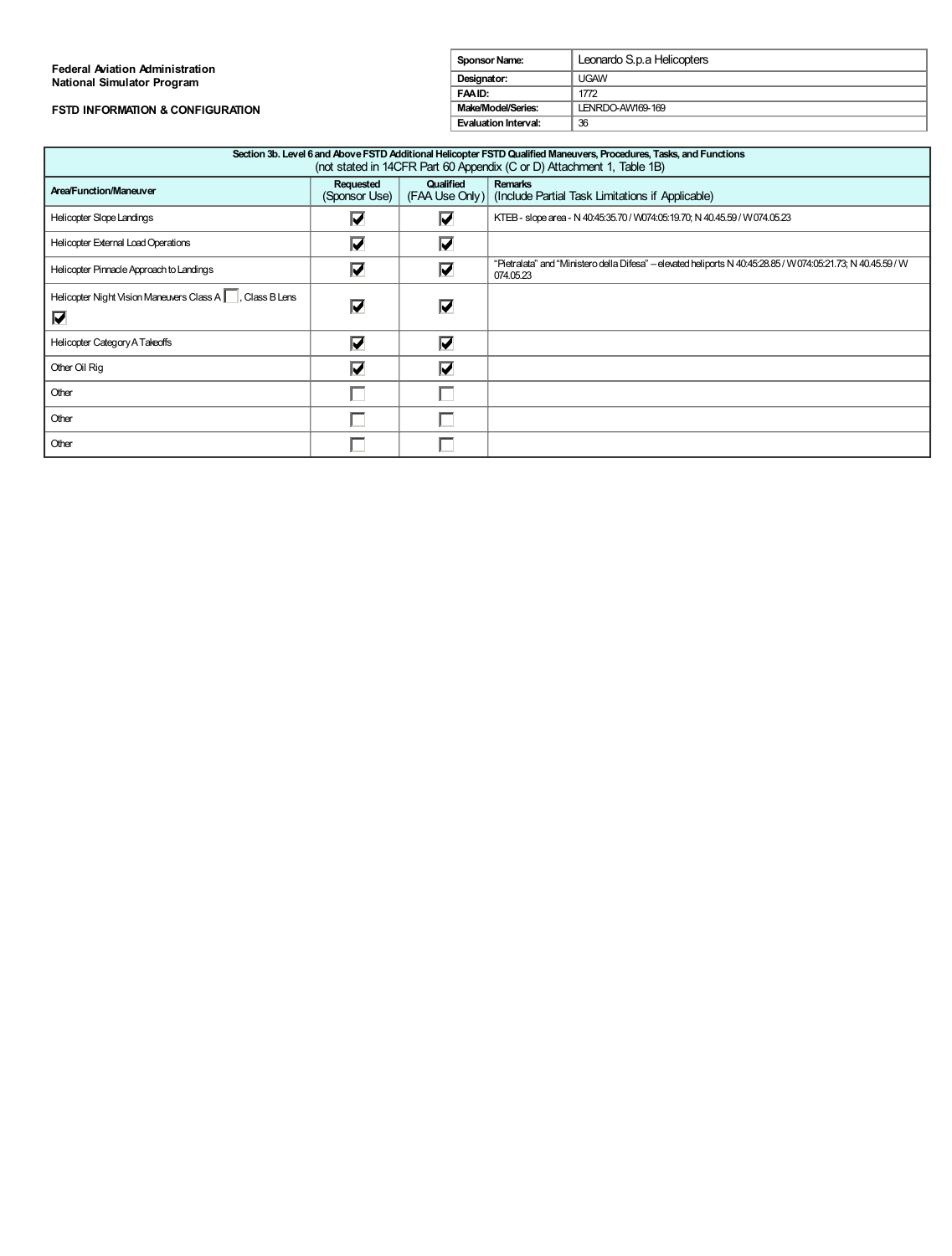**Federal Aviation Administration**
**National Simulator Program**

**FSTD INFORMATION & CONFIGURATION**

| | |
|---|---|
| **Sponsor Name:** | Leonardo S.p.a Helicopters |
| **Designator:** | UGAW |
| **FAA ID:** | 1772 |
| **Make/Model/Series:** | LENRDO-AW169-169 |
| **Evaluation Interval:** | 36 |

| **Section 3b. Level 6 and Above FSTD Additional Helicopter FSTD Qualified Maneuvers, Procedures, Tasks, and Functions** (not stated in 14CFR Part 60 Appendix (C or D) Attachment 1, Table 1B) | | | |
|---|---|---|---|
| **Area/Function/Maneuver** | **Requested** (Sponsor Use) | **Qualified** (FAA Use Only) | **Remarks** (Include Partial Task Limitations if Applicable) |
| Helicopter Slope Landings | ☑ | ☑ | KTEB - slope area - N 40:45:35.70 / W074:05:19.70; N 40.45.59 / W 074.05.23 |
| Helicopter External Load Operations | ☑ | ☑ | |
| Helicopter Pinnacle Approach to Landings | ☑ | ☑ | "Pietralata" and "Ministero della Difesa" – elevated heliports N 40:45:28.85 / W 074:05:21.73; N 40.45.59 / W 074.05.23 |
| Helicopter Night Vision Maneuvers Class A ☐, Class B Lens ☑ | ☑ | ☑ | |
| Helicopter Category A Takeoffs | ☑ | ☑ | |
| Other Oil Rig | ☑ | ☑ | |
| Other | ☐ | ☐ | |
| Other | ☐ | ☐ | |
| Other | ☐ | ☐ | |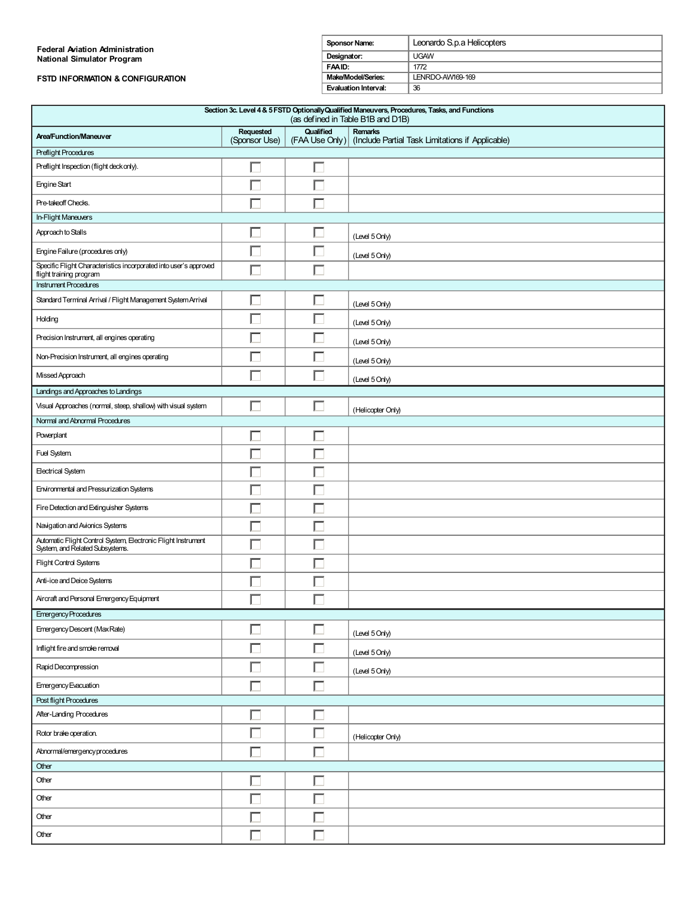**Federal Aviation Administration**
**National Simulator Program**

**FSTD INFORMATION & CONFIGURATION**

| | |
|---|---|
| **Sponsor Name:** | Leonardo S.p.a Helicopters |
| **Designator:** | UGAW |
| **FAA ID:** | 1772 |
| **Make/Model/Series:** | LENRDO-AW169-169 |
| **Evaluation Interval:** | 36 |

| **Section 3c. Level 4 & 5 FSTD Optionally Qualified Maneuvers, Procedures, Tasks, and Functions** (as defined in Table B1B and D1B) | | | |
|---|---|---|---|
| **Area/Function/Maneuver** | **Requested** (Sponsor Use) | **Qualified** (FAA Use Only) | **Remarks** (Include Partial Task Limitations if Applicable) |
| Preflight Procedures | | | |
| Preflight Inspection (flight deck only). | ☐ | ☐ | |
| Engine Start | ☐ | ☐ | |
| Pre-takeoff Checks. | ☐ | ☐ | |
| In-Flight Maneuvers | | | |
| Approach to Stalls | ☐ | ☐ | (Level 5 Only) |
| Engine Failure (procedures only) | ☐ | ☐ | (Level 5 Only) |
| Specific Flight Characteristics incorporated into user's approved flight training program | ☐ | ☐ | |
| Instrument Procedures | | | |
| Standard Terminal Arrival / Flight Management System Arrival | ☐ | ☐ | (Level 5 Only) |
| Holding | ☐ | ☐ | (Level 5 Only) |
| Precision Instrument, all engines operating | ☐ | ☐ | (Level 5 Only) |
| Non-Precision Instrument, all engines operating | ☐ | ☐ | (Level 5 Only) |
| Missed Approach | ☐ | ☐ | (Level 5 Only) |
| Landings and Approaches to Landings | | | |
| Visual Approaches (normal, steep, shallow) with visual system | ☐ | ☐ | (Helicopter Only) |
| Normal and Abnormal Procedures | | | |
| Powerplant | ☐ | ☐ | |
| Fuel System. | ☐ | ☐ | |
| Electrical System | ☐ | ☐ | |
| Environmental and Pressurization Systems | ☐ | ☐ | |
| Fire Detection and Extinguisher Systems | ☐ | ☐ | |
| Navigation and Avionics Systems | ☐ | ☐ | |
| Automatic Flight Control System, Electronic Flight Instrument System, and Related Subsystems. | ☐ | ☐ | |
| Flight Control Systems | ☐ | ☐ | |
| Anti-ice and Deice Systems | ☐ | ☐ | |
| Aircraft and Personal Emergency Equipment | ☐ | ☐ | |
| Emergency Procedures | | | |
| Emergency Descent (Max Rate) | ☐ | ☐ | (Level 5 Only) |
| Inflight fire and smoke removal | ☐ | ☐ | (Level 5 Only) |
| Rapid Decompression | ☐ | ☐ | (Level 5 Only) |
| Emergency Evacuation | ☐ | ☐ | |
| Post flight Procedures | | | |
| After-Landing Procedures | ☐ | ☐ | |
| Rotor brake operation. | ☐ | ☐ | (Helicopter Only) |
| Abnormal/emergency procedures | ☐ | ☐ | |
| Other | | | |
| Other | ☐ | ☐ | |
| Other | ☐ | ☐ | |
| Other | ☐ | ☐ | |
| Other | ☐ | ☐ | |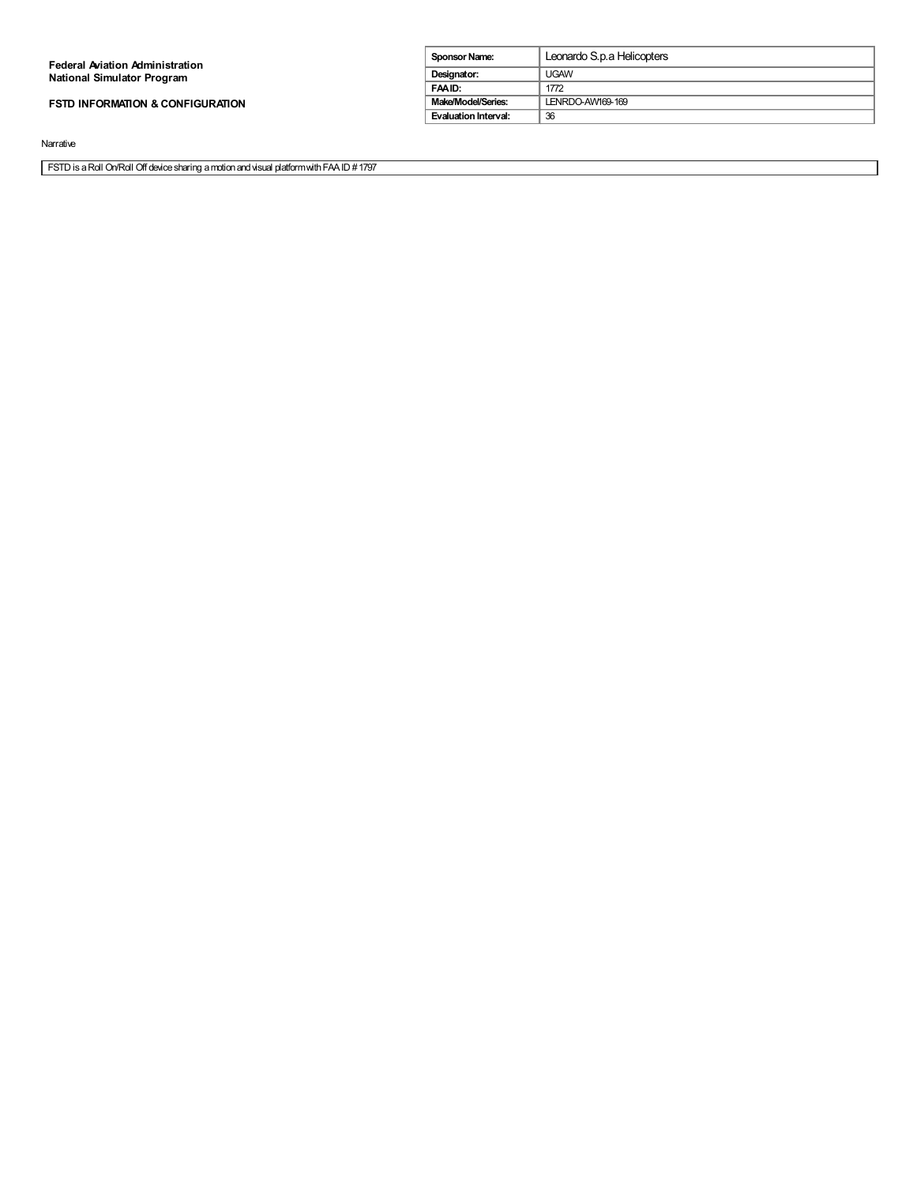**Federal Aviation Administration**
**National Simulator Program**

**FSTD INFORMATION & CONFIGURATION**

| | |
|---|---|
| **Sponsor Name:** | Leonardo S.p.a Helicopters |
| **Designator:** | UGAW |
| **FAA ID:** | 1772 |
| **Make/Model/Series:** | LENRDO-AW169-169 |
| **Evaluation Interval:** | 36 |

Narrative

| |
|---|
| FSTD is a Roll On/Roll Off device sharing a motion and visual platform with FAA ID # 1797 |